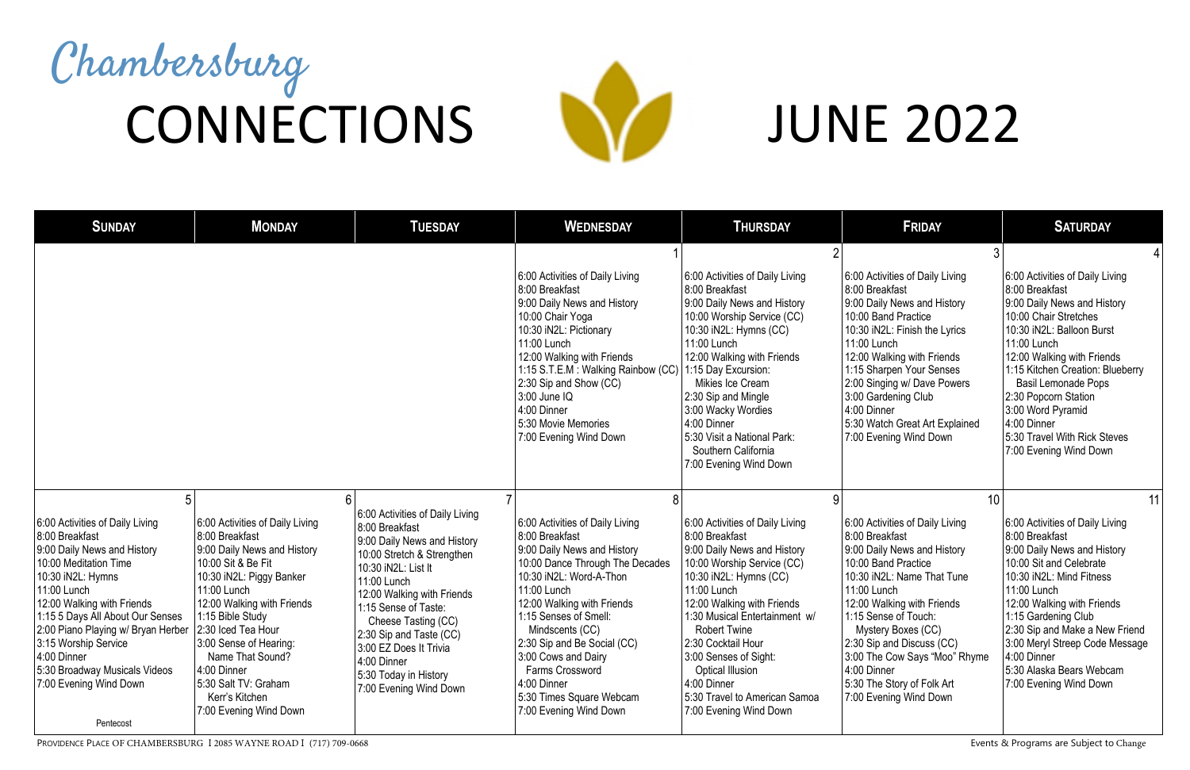# Chambersburg CONNECTIONS JUNE 2022

| SUNDAY | MONDAY | TUESDAY | WEDNESDAY | THURSDAY | FRIDAY | SATURDAY |
|---|---|---|---|---|---|---|
| | | | 1<br>6:00 Activities of Daily Living<br>8:00 Breakfast<br>9:00 Daily News and History<br>10:00 Chair Yoga<br>10:30 iN2L: Pictionary<br>11:00 Lunch<br>12:00 Walking with Friends<br>1:15 S.T.E.M : Walking Rainbow (CC)<br>2:30 Sip and Show (CC)<br>3:00 June IQ<br>4:00 Dinner<br>5:30 Movie Memories<br>7:00 Evening Wind Down | 2<br>6:00 Activities of Daily Living<br>8:00 Breakfast<br>9:00 Daily News and History<br>10:00 Worship Service (CC)<br>10:30 iN2L: Hymns (CC)<br>11:00 Lunch<br>12:00 Walking with Friends<br>1:15 Day Excursion: Mikies Ice Cream<br>2:30 Sip and Mingle<br>3:00 Wacky Wordies<br>4:00 Dinner<br>5:30 Visit a National Park: Southern California<br>7:00 Evening Wind Down | 3<br>6:00 Activities of Daily Living<br>8:00 Breakfast<br>9:00 Daily News and History<br>10:00 Band Practice<br>10:30 iN2L: Finish the Lyrics<br>11:00 Lunch<br>12:00 Walking with Friends<br>1:15 Sharpen Your Senses<br>2:00 Singing w/ Dave Powers<br>3:00 Gardening Club<br>4:00 Dinner<br>5:30 Watch Great Art Explained<br>7:00 Evening Wind Down | 4<br>6:00 Activities of Daily Living<br>8:00 Breakfast<br>9:00 Daily News and History<br>10:00 Chair Stretches<br>10:30 iN2L: Balloon Burst<br>11:00 Lunch<br>12:00 Walking with Friends<br>1:15 Kitchen Creation: Blueberry Basil Lemonade Pops<br>2:30 Popcorn Station<br>3:00 Word Pyramid<br>4:00 Dinner<br>5:30 Travel With Rick Steves<br>7:00 Evening Wind Down |
| 5<br>6:00 Activities of Daily Living<br>8:00 Breakfast<br>9:00 Daily News and History<br>10:00 Meditation Time<br>10:30 iN2L: Hymns<br>11:00 Lunch<br>12:00 Walking with Friends<br>1:15 5 Days All About Our Senses<br>2:00 Piano Playing w/ Bryan Herber<br>3:15 Worship Service<br>4:00 Dinner<br>5:30 Broadway Musicals Videos<br>7:00 Evening Wind Down<br>Pentecost | 6<br>6:00 Activities of Daily Living<br>8:00 Breakfast<br>9:00 Daily News and History<br>10:00 Sit & Be Fit<br>10:30 iN2L: Piggy Banker<br>11:00 Lunch<br>12:00 Walking with Friends<br>1:15 Bible Study<br>2:30 Iced Tea Hour<br>3:00 Sense of Hearing: Name That Sound?<br>4:00 Dinner<br>5:30 Salt TV: Graham Kerr's Kitchen<br>7:00 Evening Wind Down | 7<br>6:00 Activities of Daily Living<br>8:00 Breakfast<br>9:00 Daily News and History<br>10:00 Stretch & Strengthen<br>10:30 iN2L: List It<br>11:00 Lunch<br>12:00 Walking with Friends<br>1:15 Sense of Taste: Cheese Tasting (CC)<br>2:30 Sip and Taste (CC)<br>3:00 EZ Does It Trivia<br>4:00 Dinner<br>5:30 Today in History<br>7:00 Evening Wind Down | 8<br>6:00 Activities of Daily Living<br>8:00 Breakfast<br>9:00 Daily News and History<br>10:00 Dance Through The Decades<br>10:30 iN2L: Word-A-Thon<br>11:00 Lunch<br>12:00 Walking with Friends<br>1:15 Senses of Smell: Mindscents (CC)<br>2:30 Sip and Be Social (CC)<br>3:00 Cows and Dairy Farms Crossword<br>4:00 Dinner<br>5:30 Times Square Webcam<br>7:00 Evening Wind Down | 9<br>6:00 Activities of Daily Living<br>8:00 Breakfast<br>9:00 Daily News and History<br>10:00 Worship Service (CC)<br>10:30 iN2L: Hymns (CC)<br>11:00 Lunch<br>12:00 Walking with Friends<br>1:30 Musical Entertainment w/ Robert Twine<br>2:30 Cocktail Hour<br>3:00 Senses of Sight: Optical Illusion<br>4:00 Dinner<br>5:30 Travel to American Samoa<br>7:00 Evening Wind Down | 10<br>6:00 Activities of Daily Living<br>8:00 Breakfast<br>9:00 Daily News and History<br>10:00 Band Practice<br>10:30 iN2L: Name That Tune<br>11:00 Lunch<br>12:00 Walking with Friends<br>1:15 Sense of Touch: Mystery Boxes (CC)<br>2:30 Sip and Discuss (CC)<br>3:00 The Cow Says "Moo" Rhyme<br>4:00 Dinner<br>5:30 The Story of Folk Art<br>7:00 Evening Wind Down | 11<br>6:00 Activities of Daily Living<br>8:00 Breakfast<br>9:00 Daily News and History<br>10:00 Sit and Celebrate<br>10:30 iN2L: Mind Fitness<br>11:00 Lunch<br>12:00 Walking with Friends<br>1:15 Gardening Club<br>2:30 Sip and Make a New Friend<br>3:00 Meryl Streep Code Message<br>4:00 Dinner<br>5:30 Alaska Bears Webcam<br>7:00 Evening Wind Down |

PROVIDENCE PLACE OF CHAMBERSBURG I 2085 WAYNE ROAD I (717) 709-0668

Events & Programs are Subject to Change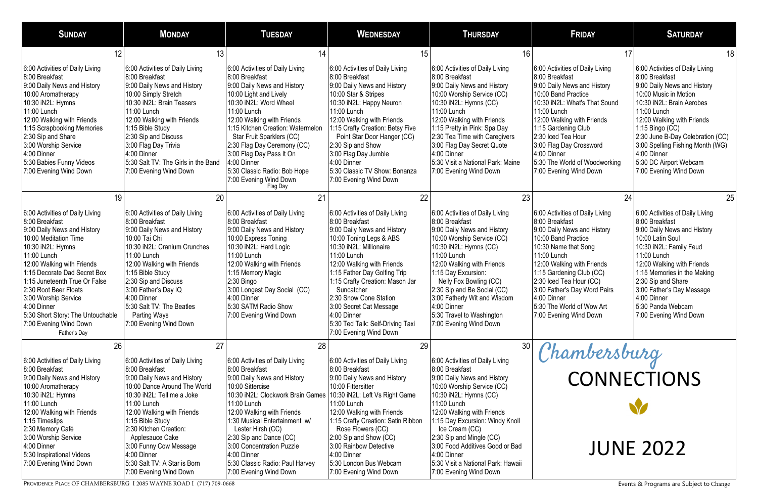# Chambersburg CONNECTIONS

# JUNE 2022

| SUNDAY | MONDAY | TUESDAY | WEDNESDAY | THURSDAY | FRIDAY | SATURDAY |
|---|---|---|---|---|---|---|
| **12**<br>6:00 Activities of Daily Living<br>8:00 Breakfast<br>9:00 Daily News and History<br>10:00 Aromatherapy<br>10:30 iN2L: Hymns<br>11:00 Lunch<br>12:00 Walking with Friends<br>1:15 Scrapbooking Memories<br>2:30 Sip and Share<br>3:00 Worship Service<br>4:00 Dinner<br>5:30 Babies Funny Videos<br>7:00 Evening Wind Down | **13**<br>6:00 Activities of Daily Living<br>8:00 Breakfast<br>9:00 Daily News and History<br>10:00 Simply Stretch<br>10:30 iN2L: Brain Teasers<br>11:00 Lunch<br>12:00 Walking with Friends<br>1:15 Bible Study<br>2:30 Sip and Discuss<br>3:00 Flag Day Trivia<br>4:00 Dinner<br>5:30 Salt TV: The Girls in the Band<br>7:00 Evening Wind Down | **14**<br>6:00 Activities of Daily Living<br>8:00 Breakfast<br>9:00 Daily News and History<br>10:00 Light and Lively<br>10:30 iN2L: Word Wheel<br>11:00 Lunch<br>12:00 Walking with Friends<br>1:15 Kitchen Creation: Watermelon Star Fruit Sparklers (CC)<br>2:30 Flag Day Ceremony (CC)<br>3:00 Flag Day Pass It On<br>4:00 Dinner<br>5:30 Classic Radio: Bob Hope<br>7:00 Evening Wind Down<br>Flag Day | **15**<br>6:00 Activities of Daily Living<br>8:00 Breakfast<br>9:00 Daily News and History<br>10:00 Star & Stripes<br>10:30 iN2L: Happy Neuron<br>11:00 Lunch<br>12:00 Walking with Friends<br>1:15 Crafty Creation: Betsy Five Point Star Door Hanger (CC)<br>2:30 Sip and Show<br>3:00 Flag Day Jumble<br>4:00 Dinner<br>5:30 Classic TV Show: Bonanza<br>7:00 Evening Wind Down | **16**<br>6:00 Activities of Daily Living<br>8:00 Breakfast<br>9:00 Daily News and History<br>10:00 Worship Service (CC)<br>10:30 iN2L: Hymns (CC)<br>11:00 Lunch<br>12:00 Walking with Friends<br>1:15 Pretty in Pink: Spa Day<br>2:30 Tea Time with Caregivers<br>3:00 Flag Day Secret Quote<br>4:00 Dinner<br>5:30 Visit a National Park: Maine<br>7:00 Evening Wind Down | **17**<br>6:00 Activities of Daily Living<br>8:00 Breakfast<br>9:00 Daily News and History<br>10:00 Band Practice<br>10:30 iN2L: What's That Sound<br>11:00 Lunch<br>12:00 Walking with Friends<br>1:15 Gardening Club<br>2:30 Iced Tea Hour<br>3:00 Flag Day Crossword<br>4:00 Dinner<br>5:30 The World of Woodworking<br>7:00 Evening Wind Down | **18**<br>6:00 Activities of Daily Living<br>8:00 Breakfast<br>9:00 Daily News and History<br>10:00 Music in Motion<br>10:30 iN2L: Brain Aerobes<br>11:00 Lunch<br>12:00 Walking with Friends<br>1:15 Bingo (CC)<br>2:30 June B-Day Celebration (CC)<br>3:00 Spelling Fishing Month (WG)<br>4:00 Dinner<br>5:30 DC Airport Webcam<br>7:00 Evening Wind Down |
| **19**<br>6:00 Activities of Daily Living<br>8:00 Breakfast<br>9:00 Daily News and History<br>10:00 Meditation Time<br>10:30 iN2L: Hymns<br>11:00 Lunch<br>12:00 Walking with Friends<br>1:15 Decorate Dad Secret Box<br>1:15 Juneteenth True Or False<br>2:30 Root Beer Floats<br>3:00 Worship Service<br>4:00 Dinner<br>5:30 Short Story: The Untouchable<br>7:00 Evening Wind Down<br>Father's Day | **20**<br>6:00 Activities of Daily Living<br>8:00 Breakfast<br>9:00 Daily News and History<br>10:00 Tai Chi<br>10:30 iN2L: Cranium Crunches<br>11:00 Lunch<br>12:00 Walking with Friends<br>1:15 Bible Study<br>2:30 Sip and Discuss<br>3:00 Father's Day IQ<br>4:00 Dinner<br>5:30 Salt TV: The Beatles Parting Ways<br>7:00 Evening Wind Down | **21**<br>6:00 Activities of Daily Living<br>8:00 Breakfast<br>9:00 Daily News and History<br>10:00 Express Toning<br>10:30 iN2L: Hard Logic<br>11:00 Lunch<br>12:00 Walking with Friends<br>1:15 Memory Magic<br>2:30 Bingo<br>3:00 Longest Day Social (CC)<br>4:00 Dinner<br>5:30 SATM Radio Show<br>7:00 Evening Wind Down | **22**<br>6:00 Activities of Daily Living<br>8:00 Breakfast<br>9:00 Daily News and History<br>10:00 Toning Legs & ABS<br>10:30 iN2L: Millionaire<br>11:00 Lunch<br>12:00 Walking with Friends<br>1:15 Father Day Golfing Trip<br>1:15 Crafty Creation: Mason Jar Suncatcher<br>2:30 Snow Cone Station<br>3:00 Secret Cat Message<br>4:00 Dinner<br>5:30 Ted Talk: Self-Driving Taxi<br>7:00 Evening Wind Down | **23**<br>6:00 Activities of Daily Living<br>8:00 Breakfast<br>9:00 Daily News and History<br>10:00 Worship Service (CC)<br>10:30 iN2L: Hymns (CC)<br>11:00 Lunch<br>12:00 Walking with Friends<br>1:15 Day Excursion: Nelly Fox Bowling (CC)<br>2:30 Sip and Be Social (CC)<br>3:00 Fatherly Wit and Wisdom<br>4:00 Dinner<br>5:30 Travel to Washington<br>7:00 Evening Wind Down | **24**<br>6:00 Activities of Daily Living<br>8:00 Breakfast<br>9:00 Daily News and History<br>10:00 Band Practice<br>10:30 Name that Song<br>11:00 Lunch<br>12:00 Walking with Friends<br>1:15 Gardening Club (CC)<br>2:30 Iced Tea Hour (CC)<br>3:00 Father's Day Word Pairs<br>4:00 Dinner<br>5:30 The World of Wow Art<br>7:00 Evening Wind Down | **25**<br>6:00 Activities of Daily Living<br>8:00 Breakfast<br>9:00 Daily News and History<br>10:00 Latin Soul<br>10:30 iN2L: Family Feud<br>11:00 Lunch<br>12:00 Walking with Friends<br>1:15 Memories in the Making<br>2:30 Sip and Share<br>3:00 Father's Day Message<br>4:00 Dinner<br>5:30 Panda Webcam<br>7:00 Evening Wind Down |
| **26**<br>6:00 Activities of Daily Living<br>8:00 Breakfast<br>9:00 Daily News and History<br>10:00 Aromatherapy<br>10:30 iN2L: Hymns<br>11:00 Lunch<br>12:00 Walking with Friends<br>1:15 Timeslips<br>2:30 Memory Café<br>3:00 Worship Service<br>4:00 Dinner<br>5:30 Inspirational Videos<br>7:00 Evening Wind Down | **27**<br>6:00 Activities of Daily Living<br>8:00 Breakfast<br>9:00 Daily News and History<br>10:00 Dance Around The World<br>10:30 iN2L: Tell me a Joke<br>11:00 Lunch<br>12:00 Walking with Friends<br>1:15 Bible Study<br>2:30 Kitchen Creation: Applesauce Cake<br>3:00 Funny Cow Message<br>4:00 Dinner<br>5:30 Salt TV: A Star is Born<br>7:00 Evening Wind Down | **28**<br>6:00 Activities of Daily Living<br>8:00 Breakfast<br>9:00 Daily News and History<br>10:00 Sittercise<br>10:30 iN2L: Clockwork Brain Games<br>11:00 Lunch<br>12:00 Walking with Friends<br>1:30 Musical Entertainment w/ Lester Hirsh (CC)<br>2:30 Sip and Dance (CC)<br>3:00 Concentration Puzzle<br>4:00 Dinner<br>5:30 Classic Radio: Paul Harvey<br>7:00 Evening Wind Down | **29**<br>6:00 Activities of Daily Living<br>8:00 Breakfast<br>9:00 Daily News and History<br>10:00 Fittersitter<br>10:30 iN2L: Left Vs Right Game<br>11:00 Lunch<br>12:00 Walking with Friends<br>1:15 Crafty Creation: Satin Ribbon Rose Flowers (CC)<br>2:00 Sip and Show (CC)<br>3:00 Rainbow Detective<br>4:00 Dinner<br>5:30 London Bus Webcam<br>7:00 Evening Wind Down | **30**<br>6:00 Activities of Daily Living<br>8:00 Breakfast<br>9:00 Daily News and History<br>10:00 Worship Service (CC)<br>10:30 iN2L: Hymns (CC)<br>11:00 Lunch<br>12:00 Walking with Friends<br>1:15 Day Excursion: Windy Knoll Ice Cream (CC)<br>2:30 Sip and Mingle (CC)<br>3:00 Food Additives Good or Bad<br>4:00 Dinner<br>5:30 Visit a National Park: Hawaii<br>7:00 Evening Wind Down | | |

PROVIDENCE PLACE OF CHAMBERSBURG I 2085 WAYNE ROAD I (717) 709-0668

Events & Programs are Subject to Change